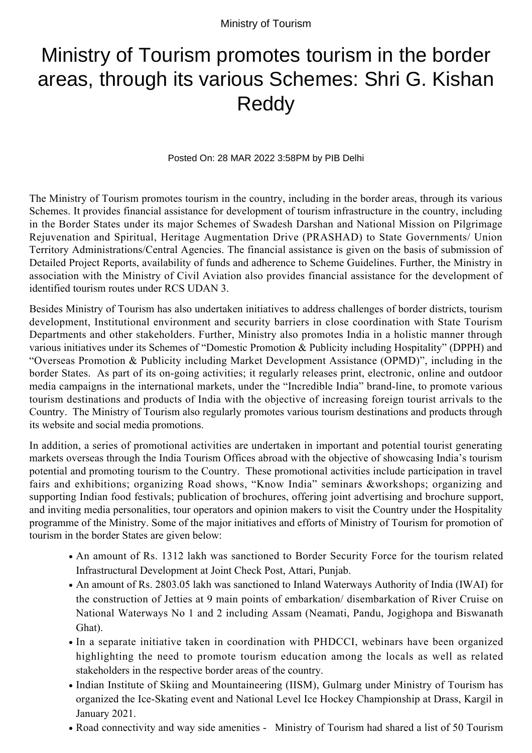Ministry of Tourism

# Ministry of Tourism promotes tourism in the border areas, through its various Schemes: Shri G. Kishan Reddy

Posted On: 28 MAR 2022 3:58PM by PIB Delhi

The Ministry of Tourism promotes tourism in the country, including in the border areas, through its various Schemes. It provides financial assistance for development of tourism infrastructure in the country, including in the Border States under its major Schemes of Swadesh Darshan and National Mission on Pilgrimage Rejuvenation and Spiritual, Heritage Augmentation Drive (PRASHAD) to State Governments/ Union Territory Administrations/Central Agencies. The financial assistance is given on the basis of submission of Detailed Project Reports, availability of funds and adherence to Scheme Guidelines. Further, the Ministry in association with the Ministry of Civil Aviation also provides financial assistance for the development of identified tourism routes under RCS UDAN 3.

Besides Ministry of Tourism has also undertaken initiatives to address challenges of border districts, tourism development, Institutional environment and security barriers in close coordination with State Tourism Departments and other stakeholders. Further, Ministry also promotes India in a holistic manner through various initiatives under its Schemes of "Domestic Promotion & Publicity including Hospitality" (DPPH) and "Overseas Promotion & Publicity including Market Development Assistance (OPMD)", including in the border States. As part of its on-going activities; it regularly releases print, electronic, online and outdoor media campaigns in the international markets, under the "Incredible India" brand-line, to promote various tourism destinations and products of India with the objective of increasing foreign tourist arrivals to the Country. The Ministry of Tourism also regularly promotes various tourism destinations and products through its website and social media promotions.

In addition, a series of promotional activities are undertaken in important and potential tourist generating markets overseas through the India Tourism Offices abroad with the objective of showcasing India's tourism potential and promoting tourism to the Country. These promotional activities include participation in travel fairs and exhibitions; organizing Road shows, "Know India" seminars &workshops; organizing and supporting Indian food festivals; publication of brochures, offering joint advertising and brochure support, and inviting media personalities, tour operators and opinion makers to visit the Country under the Hospitality programme of the Ministry. Some of the major initiatives and efforts of Ministry of Tourism for promotion of tourism in the border States are given below:

- An amount of Rs. 1312 lakh was sanctioned to Border Security Force for the tourism related Infrastructural Development at Joint Check Post, Attari, Punjab.
- An amount of Rs. 2803.05 lakh was sanctioned to Inland Waterways Authority of India (IWAI) for the construction of Jetties at 9 main points of embarkation/ disembarkation of River Cruise on National Waterways No 1 and 2 including Assam (Neamati, Pandu, Jogighopa and Biswanath Ghat).
- In a separate initiative taken in coordination with PHDCCI, webinars have been organized highlighting the need to promote tourism education among the locals as well as related stakeholders in the respective border areas of the country.
- Indian Institute of Skiing and Mountaineering (IISM), Gulmarg under Ministry of Tourism has organized the Ice-Skating event and National Level Ice Hockey Championship at Drass, Kargil in January 2021.
- Road connectivity and way side amenities - Ministry of Tourism had shared a list of 50 Tourism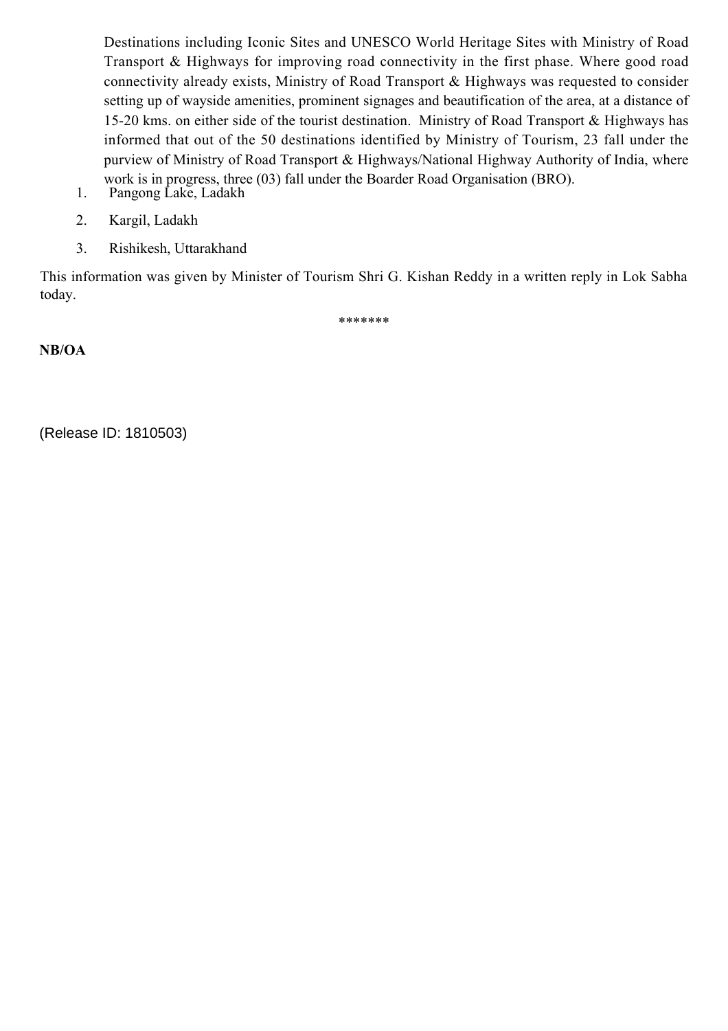Destinations including Iconic Sites and UNESCO World Heritage Sites with Ministry of Road Transport & Highways for improving road connectivity in the first phase. Where good road connectivity already exists, Ministry of Road Transport & Highways was requested to consider setting up of wayside amenities, prominent signages and beautification of the area, at a distance of 15-20 kms. on either side of the tourist destination. Ministry of Road Transport & Highways has informed that out of the 50 destinations identified by Ministry of Tourism, 23 fall under the purview of Ministry of Road Transport & Highways/National Highway Authority of India, where work is in progress, three (03) fall under the Boarder Road Organisation (BRO).

1. Pangong Lake, Ladakh
2. Kargil, Ladakh
3. Rishikesh, Uttarakhand

This information was given by Minister of Tourism Shri G. Kishan Reddy in a written reply in Lok Sabha today.

*******

**NB/OA**

(Release ID: 1810503)